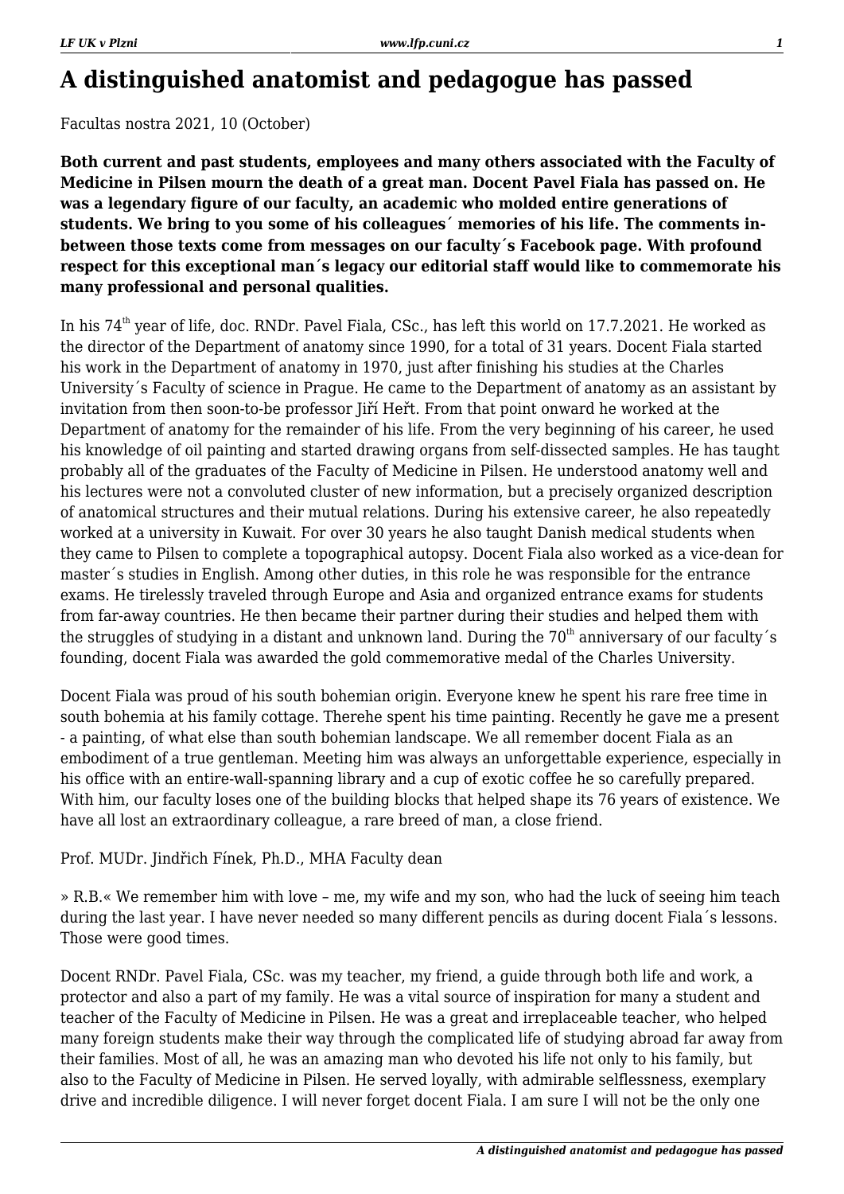# A distinguished anatomist and pedagogue has passed

Facultas nostra 2021, 10 (October)

**Both current and past students, employees and many others associated with the Faculty of Medicine in Pilsen mourn the death of a great man. Docent Pavel Fiala has passed on. He was a legendary figure of our faculty, an academic who molded entire generations of students. We bring to you some of his colleagues´ memories of his life. The comments in-between those texts come from messages on our faculty´s Facebook page. With profound respect for this exceptional man´s legacy our editorial staff would like to commemorate his many professional and personal qualities.**

In his 74th year of life, doc. RNDr. Pavel Fiala, CSc., has left this world on 17.7.2021. He worked as the director of the Department of anatomy since 1990, for a total of 31 years. Docent Fiala started his work in the Department of anatomy in 1970, just after finishing his studies at the Charles University´s Faculty of science in Prague. He came to the Department of anatomy as an assistant by invitation from then soon-to-be professor Jiří Heřt. From that point onward he worked at the Department of anatomy for the remainder of his life. From the very beginning of his career, he used his knowledge of oil painting and started drawing organs from self-dissected samples. He has taught probably all of the graduates of the Faculty of Medicine in Pilsen. He understood anatomy well and his lectures were not a convoluted cluster of new information, but a precisely organized description of anatomical structures and their mutual relations. During his extensive career, he also repeatedly worked at a university in Kuwait. For over 30 years he also taught Danish medical students when they came to Pilsen to complete a topographical autopsy. Docent Fiala also worked as a vice-dean for master´s studies in English. Among other duties, in this role he was responsible for the entrance exams. He tirelessly traveled through Europe and Asia and organized entrance exams for students from far-away countries. He then became their partner during their studies and helped them with the struggles of studying in a distant and unknown land. During the 70th anniversary of our faculty´s founding, docent Fiala was awarded the gold commemorative medal of the Charles University.

Docent Fiala was proud of his south bohemian origin. Everyone knew he spent his rare free time in south bohemia at his family cottage. Therehe spent his time painting. Recently he gave me a present - a painting, of what else than south bohemian landscape. We all remember docent Fiala as an embodiment of a true gentleman. Meeting him was always an unforgettable experience, especially in his office with an entire-wall-spanning library and a cup of exotic coffee he so carefully prepared. With him, our faculty loses one of the building blocks that helped shape its 76 years of existence. We have all lost an extraordinary colleague, a rare breed of man, a close friend.

Prof. MUDr. Jindřich Fínek, Ph.D., MHA Faculty dean

» R.B.« We remember him with love – me, my wife and my son, who had the luck of seeing him teach during the last year. I have never needed so many different pencils as during docent Fiala´s lessons. Those were good times.

Docent RNDr. Pavel Fiala, CSc. was my teacher, my friend, a guide through both life and work, a protector and also a part of my family. He was a vital source of inspiration for many a student and teacher of the Faculty of Medicine in Pilsen. He was a great and irreplaceable teacher, who helped many foreign students make their way through the complicated life of studying abroad far away from their families. Most of all, he was an amazing man who devoted his life not only to his family, but also to the Faculty of Medicine in Pilsen. He served loyally, with admirable selflessness, exemplary drive and incredible diligence. I will never forget docent Fiala. I am sure I will not be the only one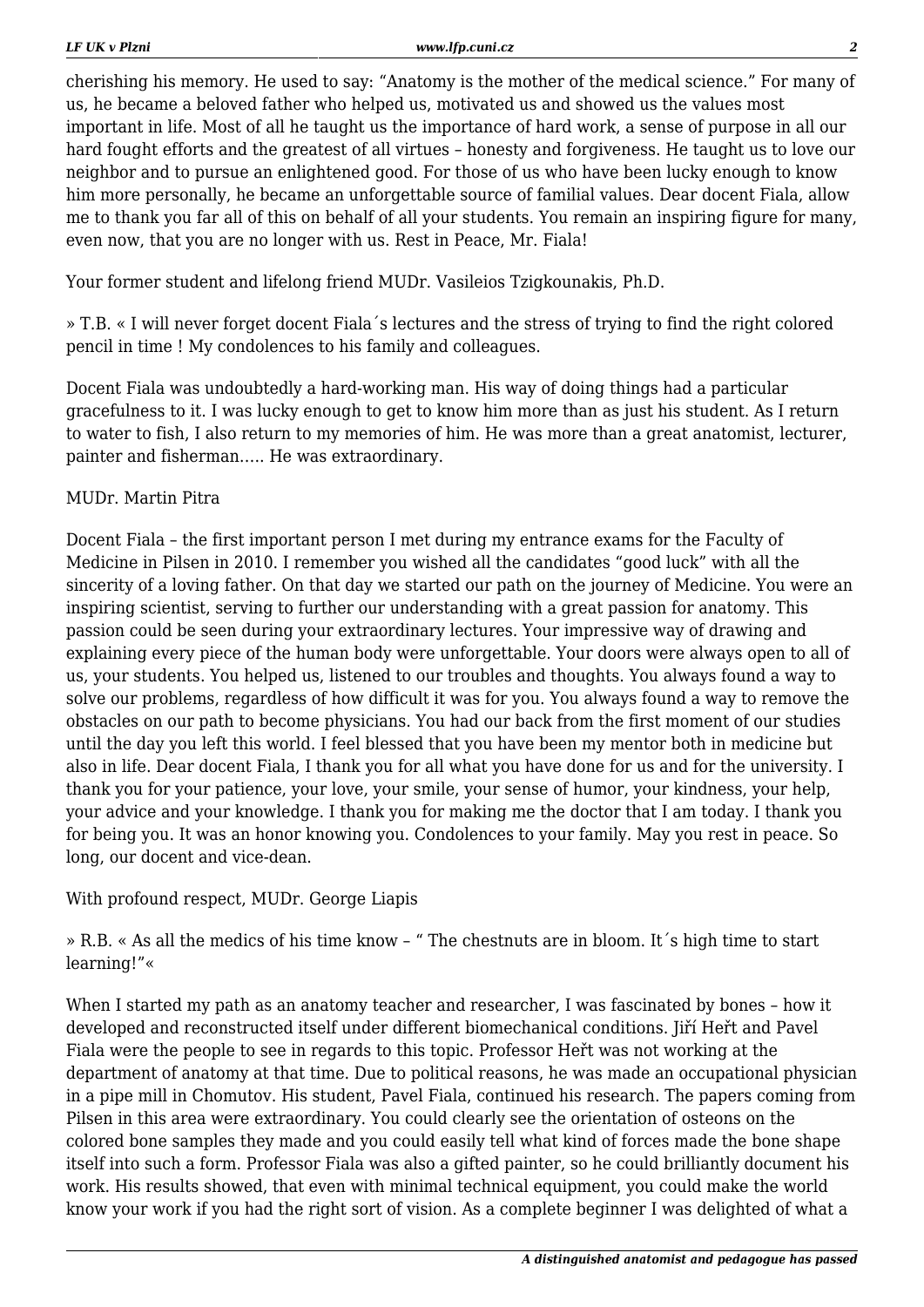cherishing his memory. He used to say: "Anatomy is the mother of the medical science." For many of us, he became a beloved father who helped us, motivated us and showed us the values most important in life. Most of all he taught us the importance of hard work, a sense of purpose in all our hard fought efforts and the greatest of all virtues – honesty and forgiveness. He taught us to love our neighbor and to pursue an enlightened good. For those of us who have been lucky enough to know him more personally, he became an unforgettable source of familial values. Dear docent Fiala, allow me to thank you far all of this on behalf of all your students. You remain an inspiring figure for many, even now, that you are no longer with us. Rest in Peace, Mr. Fiala!

Your former student and lifelong friend MUDr. Vasileios Tzigkounakis, Ph.D.

» T.B. « I will never forget docent Fiala´s lectures and the stress of trying to find the right colored pencil in time ! My condolences to his family and colleagues.

Docent Fiala was undoubtedly a hard-working man. His way of doing things had a particular gracefulness to it. I was lucky enough to get to know him more than as just his student. As I return to water to fish, I also return to my memories of him. He was more than a great anatomist, lecturer, painter and fisherman….. He was extraordinary.

MUDr. Martin Pitra

Docent Fiala – the first important person I met during my entrance exams for the Faculty of Medicine in Pilsen in 2010. I remember you wished all the candidates "good luck" with all the sincerity of a loving father. On that day we started our path on the journey of Medicine. You were an inspiring scientist, serving to further our understanding with a great passion for anatomy. This passion could be seen during your extraordinary lectures. Your impressive way of drawing and explaining every piece of the human body were unforgettable. Your doors were always open to all of us, your students. You helped us, listened to our troubles and thoughts. You always found a way to solve our problems, regardless of how difficult it was for you. You always found a way to remove the obstacles on our path to become physicians. You had our back from the first moment of our studies until the day you left this world. I feel blessed that you have been my mentor both in medicine but also in life. Dear docent Fiala, I thank you for all what you have done for us and for the university. I thank you for your patience, your love, your smile, your sense of humor, your kindness, your help, your advice and your knowledge. I thank you for making me the doctor that I am today. I thank you for being you. It was an honor knowing you. Condolences to your family. May you rest in peace. So long, our docent and vice-dean.

With profound respect, MUDr. George Liapis

» R.B. « As all the medics of his time know – " The chestnuts are in bloom. It´s high time to start learning!"«

When I started my path as an anatomy teacher and researcher, I was fascinated by bones – how it developed and reconstructed itself under different biomechanical conditions. Jiří Heřt and Pavel Fiala were the people to see in regards to this topic. Professor Heřt was not working at the department of anatomy at that time. Due to political reasons, he was made an occupational physician in a pipe mill in Chomutov. His student, Pavel Fiala, continued his research. The papers coming from Pilsen in this area were extraordinary. You could clearly see the orientation of osteons on the colored bone samples they made and you could easily tell what kind of forces made the bone shape itself into such a form. Professor Fiala was also a gifted painter, so he could brilliantly document his work. His results showed, that even with minimal technical equipment, you could make the world know your work if you had the right sort of vision. As a complete beginner I was delighted of what a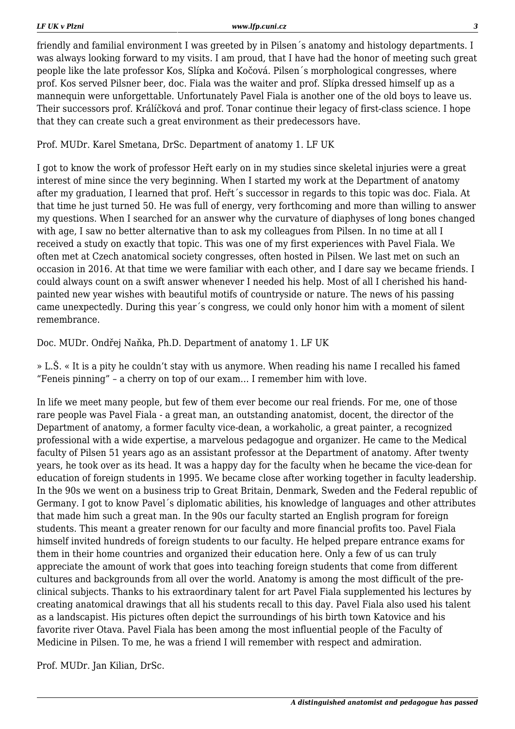friendly and familial environment I was greeted by in Pilsen´s anatomy and histology departments. I was always looking forward to my visits. I am proud, that I have had the honor of meeting such great people like the late professor Kos, Slípka and Kočová. Pilsen´s morphological congresses, where prof. Kos served Pilsner beer, doc. Fiala was the waiter and prof. Slípka dressed himself up as a mannequin were unforgettable. Unfortunately Pavel Fiala is another one of the old boys to leave us. Their successors prof. Králíčková and prof. Tonar continue their legacy of first-class science. I hope that they can create such a great environment as their predecessors have.

Prof. MUDr. Karel Smetana, DrSc. Department of anatomy 1. LF UK

I got to know the work of professor Heřt early on in my studies since skeletal injuries were a great interest of mine since the very beginning. When I started my work at the Department of anatomy after my graduation, I learned that prof. Heřt´s successor in regards to this topic was doc. Fiala. At that time he just turned 50. He was full of energy, very forthcoming and more than willing to answer my questions. When I searched for an answer why the curvature of diaphyses of long bones changed with age, I saw no better alternative than to ask my colleagues from Pilsen. In no time at all I received a study on exactly that topic. This was one of my first experiences with Pavel Fiala. We often met at Czech anatomical society congresses, often hosted in Pilsen. We last met on such an occasion in 2016. At that time we were familiar with each other, and I dare say we became friends. I could always count on a swift answer whenever I needed his help. Most of all I cherished his hand-painted new year wishes with beautiful motifs of countryside or nature. The news of his passing came unexpectedly. During this year´s congress, we could only honor him with a moment of silent remembrance.

Doc. MUDr. Ondřej Naňka, Ph.D. Department of anatomy 1. LF UK

» L.Š. « It is a pity he couldn’t stay with us anymore. When reading his name I recalled his famed “Feneis pinning” – a cherry on top of our exam… I remember him with love.

In life we meet many people, but few of them ever become our real friends. For me, one of those rare people was Pavel Fiala - a great man, an outstanding anatomist, docent, the director of the Department of anatomy, a former faculty vice-dean, a workaholic, a great painter, a recognized professional with a wide expertise, a marvelous pedagogue and organizer. He came to the Medical faculty of Pilsen 51 years ago as an assistant professor at the Department of anatomy. After twenty years, he took over as its head. It was a happy day for the faculty when he became the vice-dean for education of foreign students in 1995. We became close after working together in faculty leadership. In the 90s we went on a business trip to Great Britain, Denmark, Sweden and the Federal republic of Germany. I got to know Pavel´s diplomatic abilities, his knowledge of languages and other attributes that made him such a great man. In the 90s our faculty started an English program for foreign students. This meant a greater renown for our faculty and more financial profits too. Pavel Fiala himself invited hundreds of foreign students to our faculty. He helped prepare entrance exams for them in their home countries and organized their education here. Only a few of us can truly appreciate the amount of work that goes into teaching foreign students that come from different cultures and backgrounds from all over the world. Anatomy is among the most difficult of the pre-clinical subjects. Thanks to his extraordinary talent for art Pavel Fiala supplemented his lectures by creating anatomical drawings that all his students recall to this day. Pavel Fiala also used his talent as a landscapist. His pictures often depict the surroundings of his birth town Katovice and his favorite river Otava. Pavel Fiala has been among the most influential people of the Faculty of Medicine in Pilsen. To me, he was a friend I will remember with respect and admiration.

Prof. MUDr. Jan Kilian, DrSc.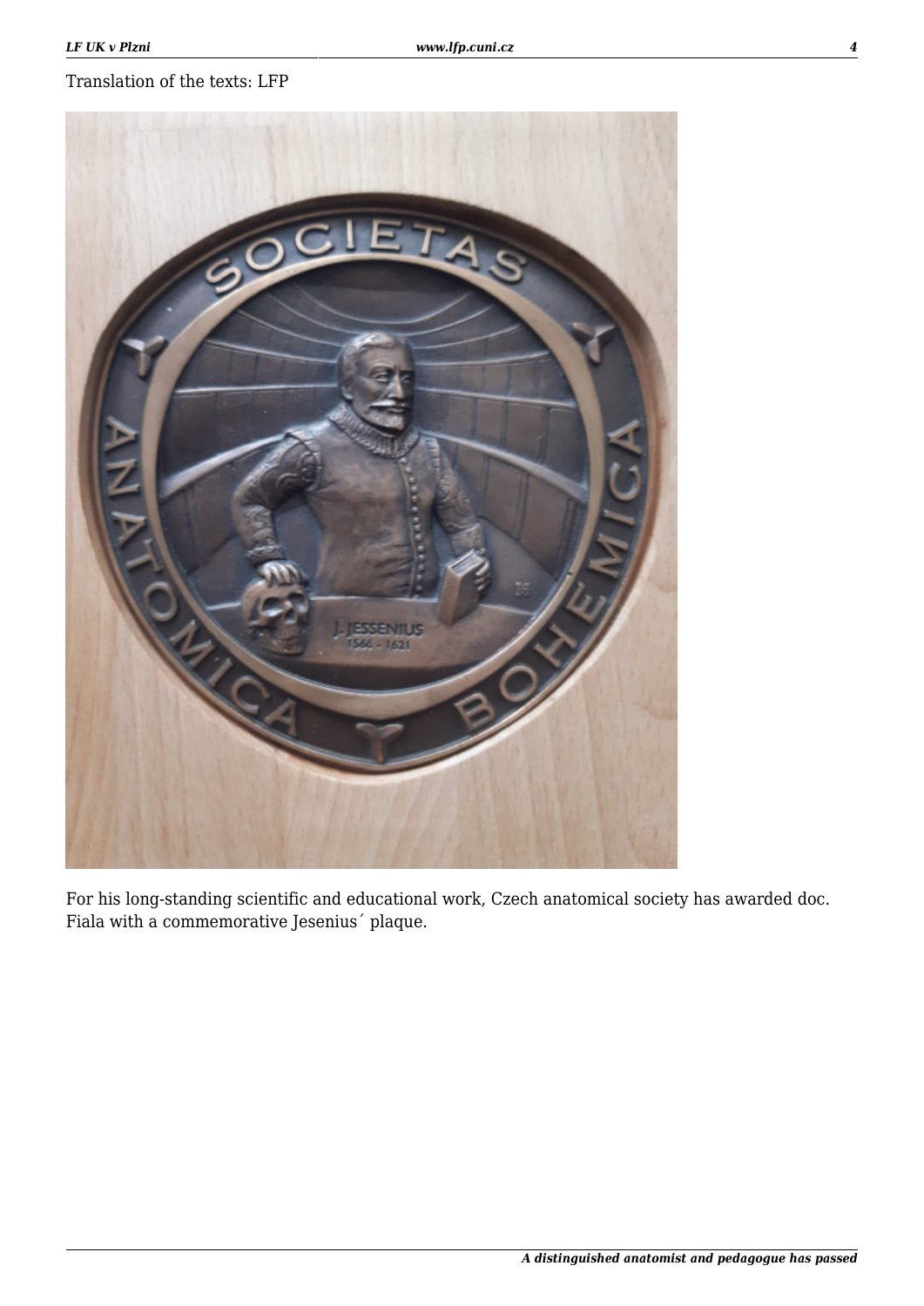Translation of the texts: LFP

For his long-standing scientific and educational work, Czech anatomical society has awarded doc. Fiala with a commemorative Jesenius´ plaque.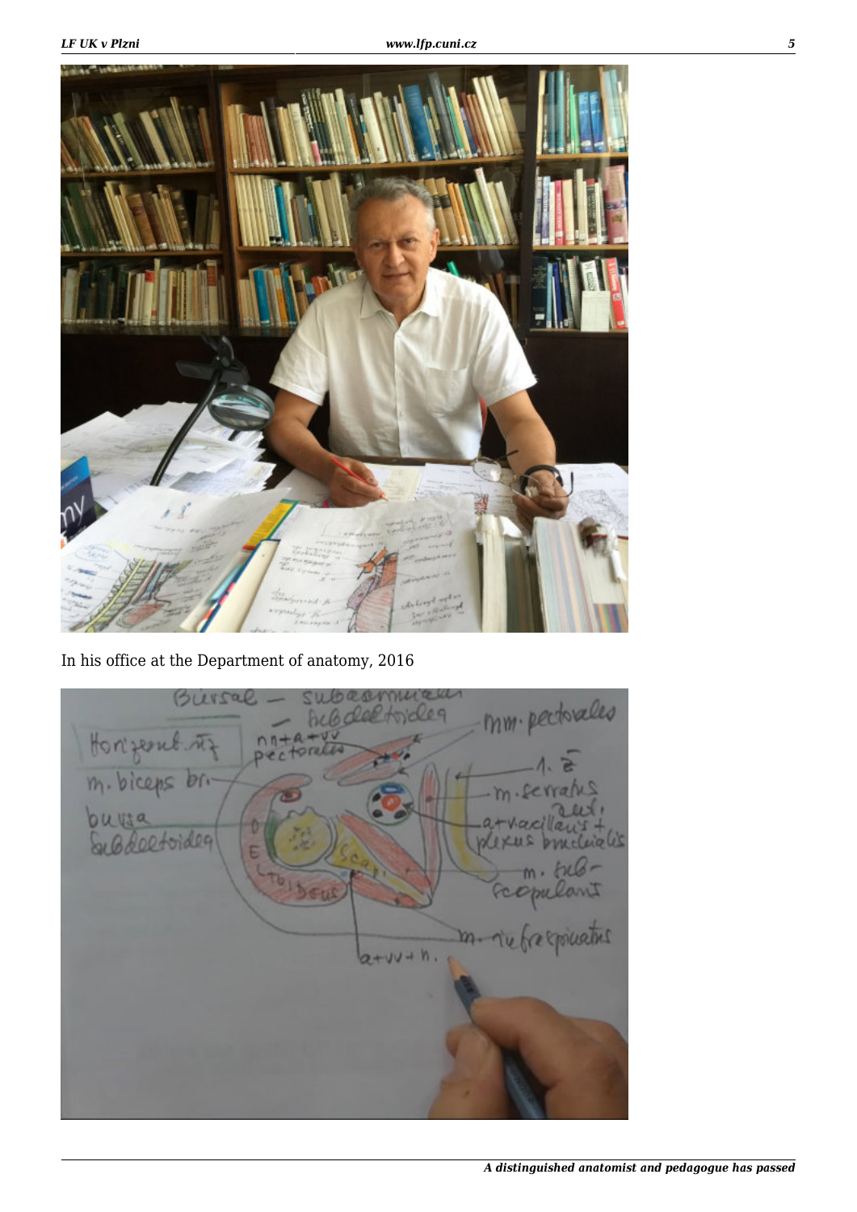In his office at the Department of anatomy, 2016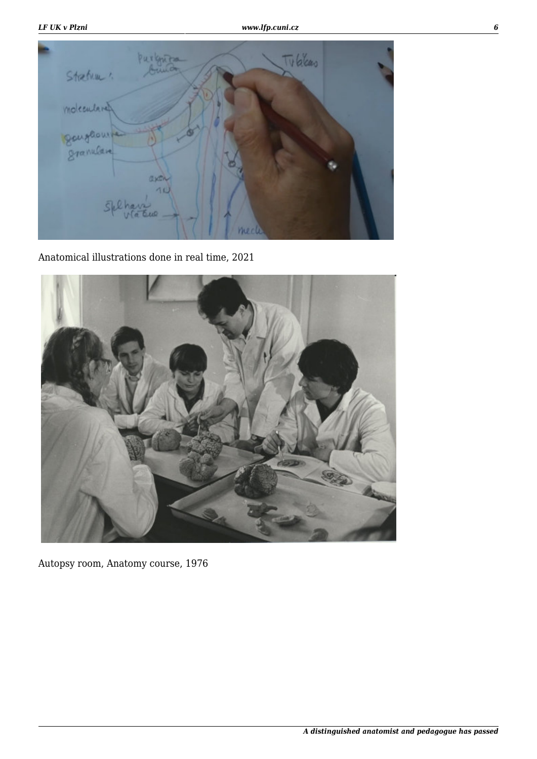Anatomical illustrations done in real time, 2021

Autopsy room, Anatomy course, 1976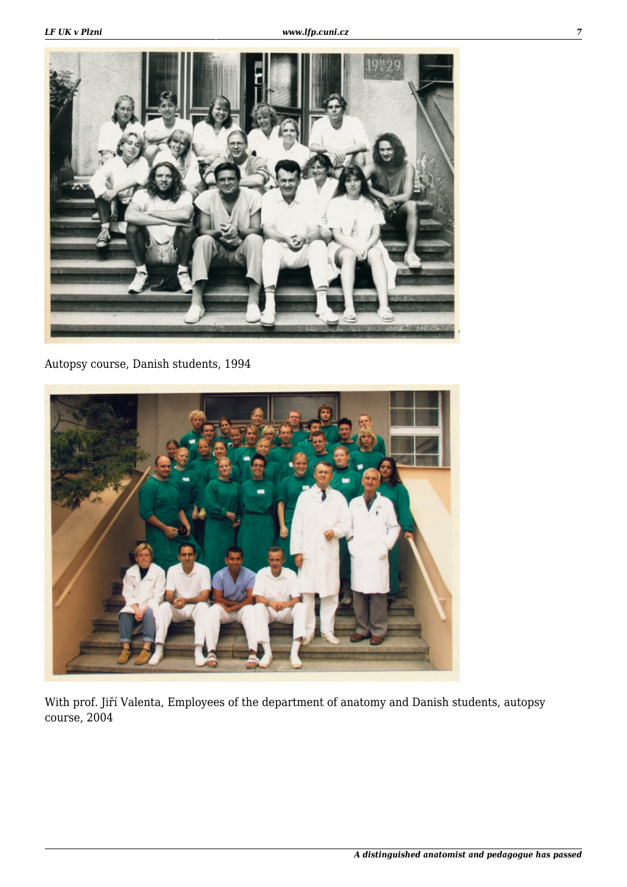Autopsy course, Danish students, 1994

With prof. Jiří Valenta, Employees of the department of anatomy and Danish students, autopsy course, 2004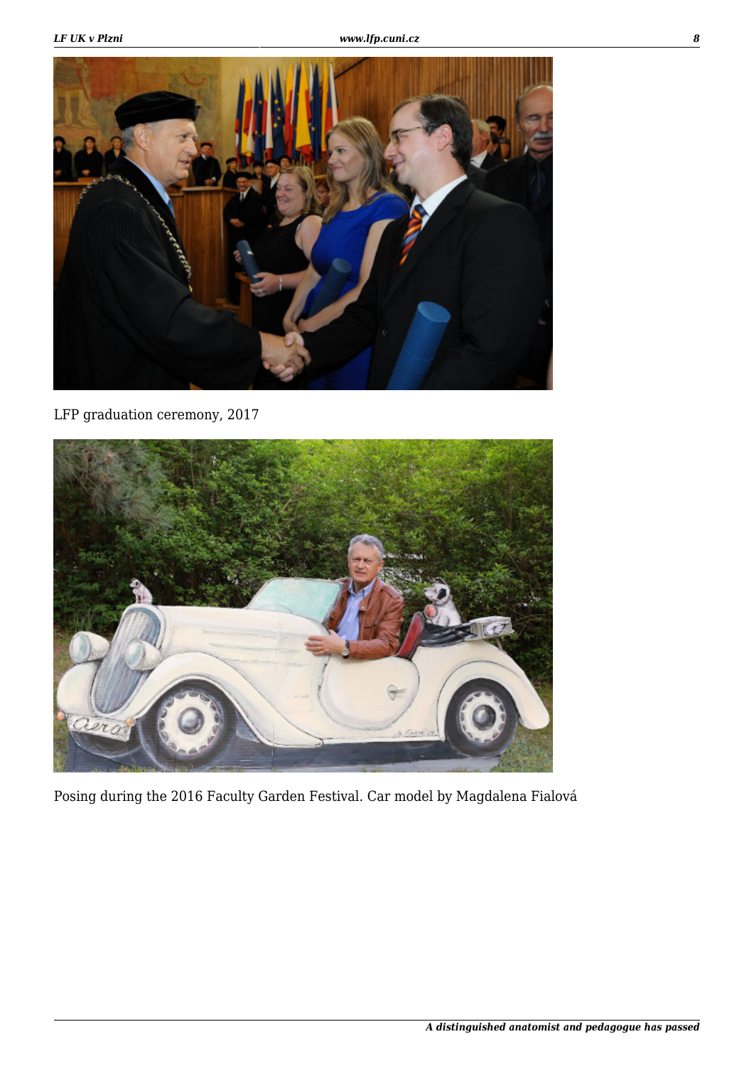LFP graduation ceremony, 2017

Posing during the 2016 Faculty Garden Festival. Car model by Magdalena Fialová